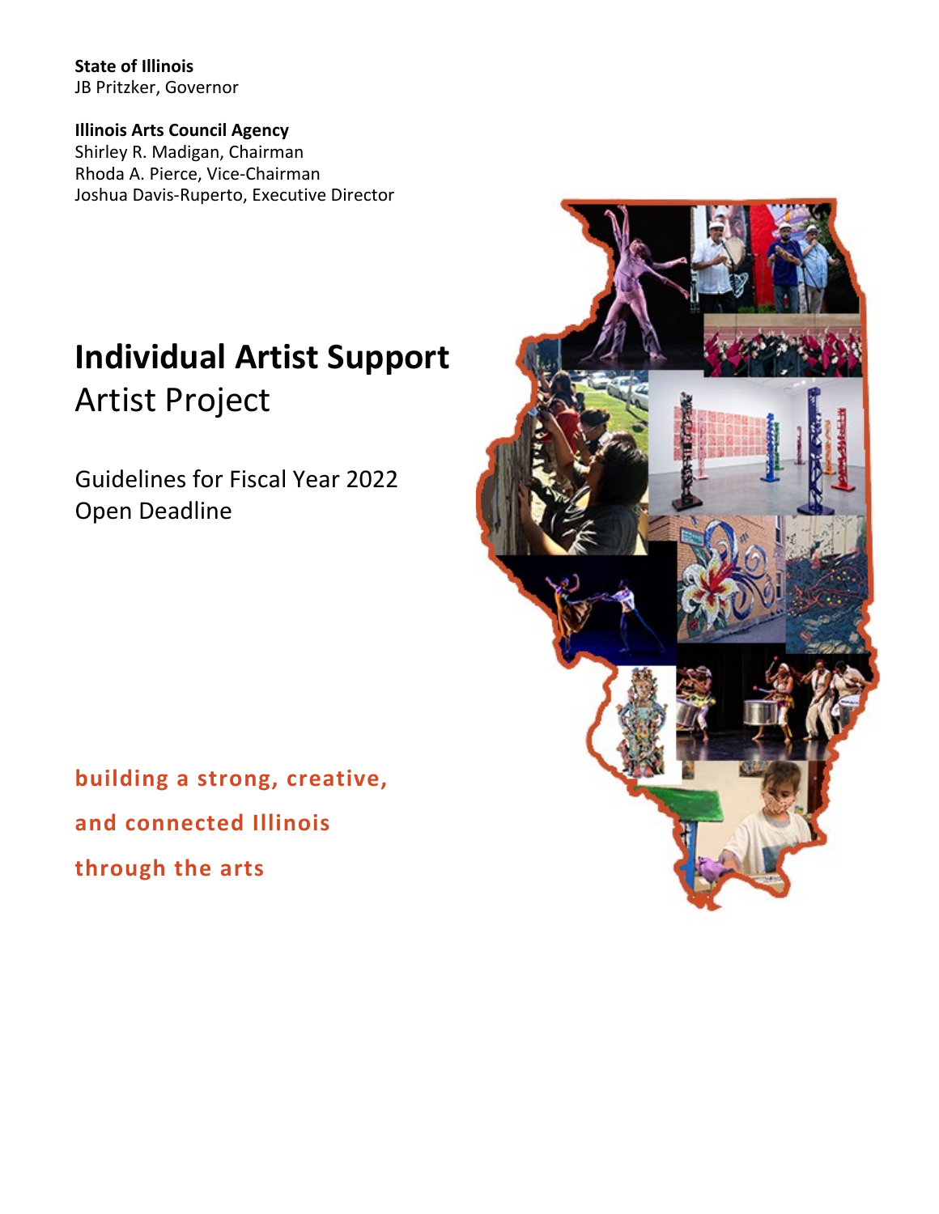**State of Illinois**
JB Pritzker, Governor

**Illinois Arts Council Agency**
Shirley R. Madigan, Chairman
Rhoda A. Pierce, Vice-Chairman
Joshua Davis-Ruperto, Executive Director

# Individual Artist Support
## Artist Project

Guidelines for Fiscal Year 2022
Open Deadline

**building a strong, creative,**

**and connected Illinois**

**through the arts**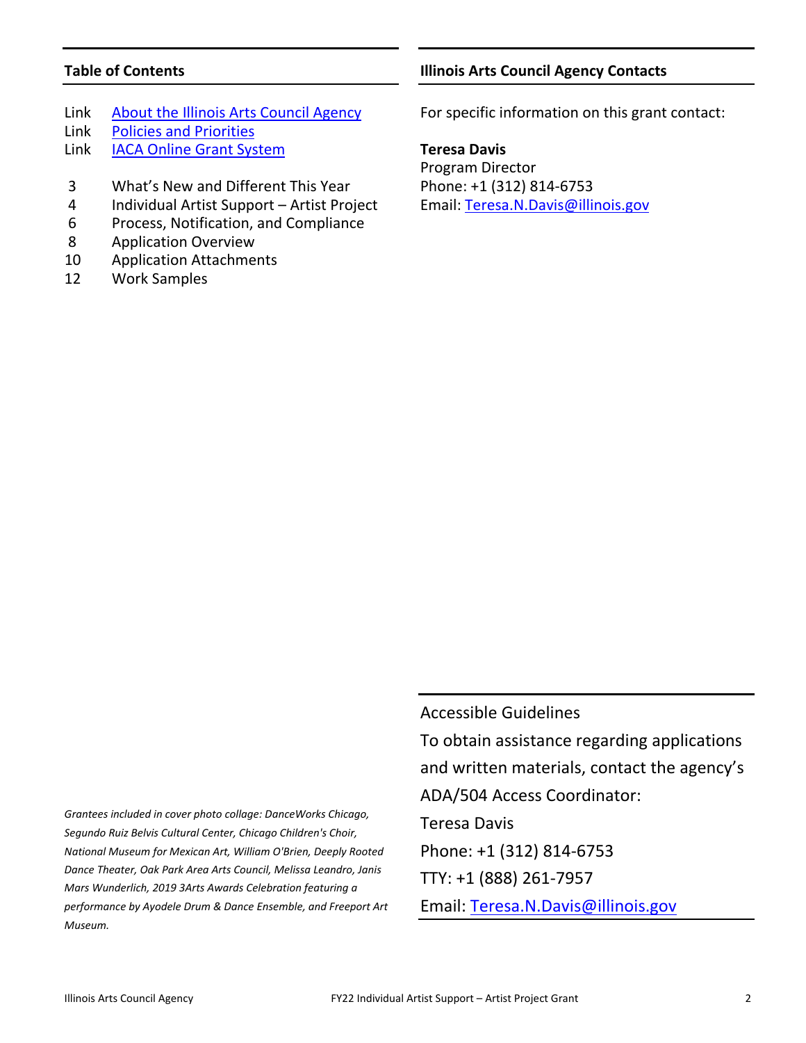## Table of Contents

| | |
|---|---|
| Link | [About the Illinois Arts Council Agency]() |
| Link | [Policies and Priorities]() |
| Link | [IACA Online Grant System]() |
| 3 | What's New and Different This Year |
| 4 | Individual Artist Support – Artist Project |
| 6 | Process, Notification, and Compliance |
| 8 | Application Overview |
| 10 | Application Attachments |
| 12 | Work Samples |

## Illinois Arts Council Agency Contacts

For specific information on this grant contact:

**Teresa Davis**
Program Director
Phone: +1 (312) 814-6753
Email: Teresa.N.Davis@illinois.gov

Accessible Guidelines

To obtain assistance regarding applications and written materials, contact the agency's ADA/504 Access Coordinator:

Teresa Davis
Phone: +1 (312) 814-6753
TTY: +1 (888) 261-7957
Email: Teresa.N.Davis@illinois.gov

*Grantees included in cover photo collage: DanceWorks Chicago, Segundo Ruiz Belvis Cultural Center, Chicago Children's Choir, National Museum for Mexican Art, William O'Brien, Deeply Rooted Dance Theater, Oak Park Area Arts Council, Melissa Leandro, Janis Mars Wunderlich, 2019 3Arts Awards Celebration featuring a performance by Ayodele Drum & Dance Ensemble, and Freeport Art Museum.*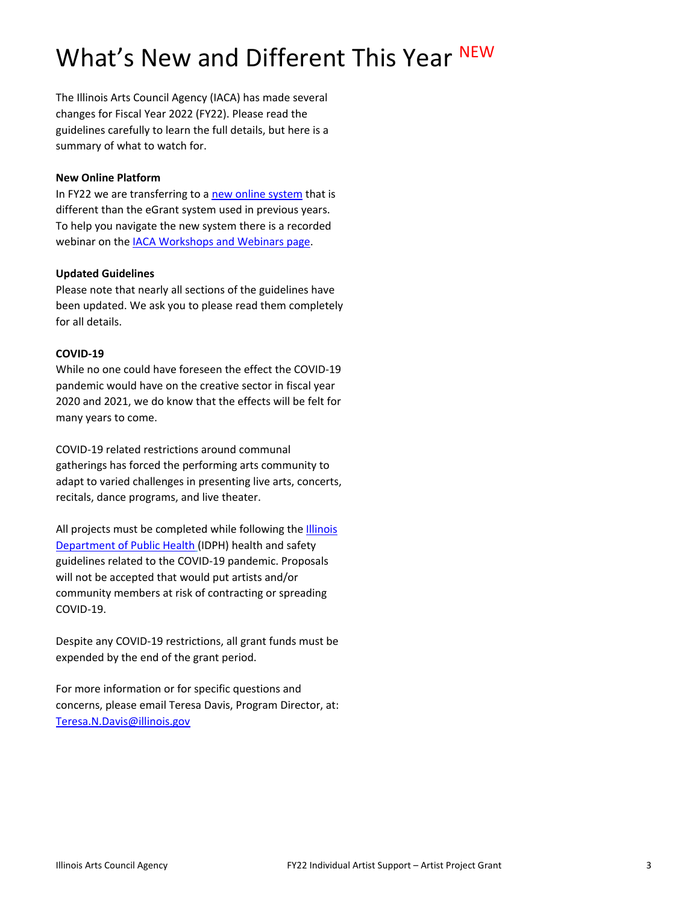# What's New and Different This Year NEW

The Illinois Arts Council Agency (IACA) has made several changes for Fiscal Year 2022 (FY22). Please read the guidelines carefully to learn the full details, but here is a summary of what to watch for.

**New Online Platform**

In FY22 we are transferring to a new online system that is different than the eGrant system used in previous years. To help you navigate the new system there is a recorded webinar on the IACA Workshops and Webinars page.

**Updated Guidelines**

Please note that nearly all sections of the guidelines have been updated. We ask you to please read them completely for all details.

**COVID-19**

While no one could have foreseen the effect the COVID-19 pandemic would have on the creative sector in fiscal year 2020 and 2021, we do know that the effects will be felt for many years to come.

COVID-19 related restrictions around communal gatherings has forced the performing arts community to adapt to varied challenges in presenting live arts, concerts, recitals, dance programs, and live theater.

All projects must be completed while following the Illinois Department of Public Health (IDPH) health and safety guidelines related to the COVID-19 pandemic. Proposals will not be accepted that would put artists and/or community members at risk of contracting or spreading COVID-19.

Despite any COVID-19 restrictions, all grant funds must be expended by the end of the grant period.

For more information or for specific questions and concerns, please email Teresa Davis, Program Director, at: Teresa.N.Davis@illinois.gov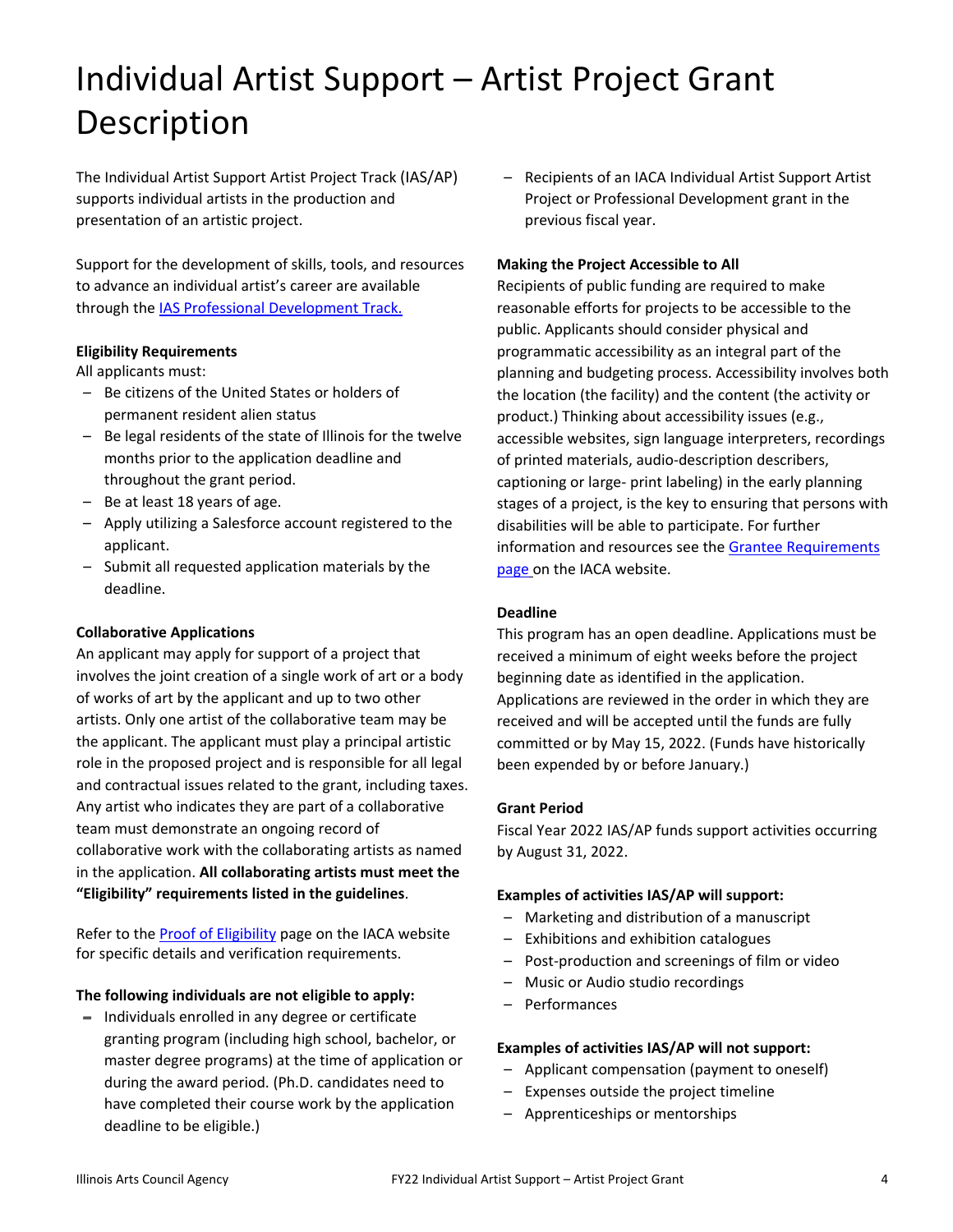# Individual Artist Support – Artist Project Grant Description

The Individual Artist Support Artist Project Track (IAS/AP) supports individual artists in the production and presentation of an artistic project.

Support for the development of skills, tools, and resources to advance an individual artist's career are available through the [IAS Professional Development Track.]()

**Eligibility Requirements**

All applicants must:

- Be citizens of the United States or holders of permanent resident alien status
- Be legal residents of the state of Illinois for the twelve months prior to the application deadline and throughout the grant period.
- Be at least 18 years of age.
- Apply utilizing a Salesforce account registered to the applicant.
- Submit all requested application materials by the deadline.

**Collaborative Applications**

An applicant may apply for support of a project that involves the joint creation of a single work of art or a body of works of art by the applicant and up to two other artists. Only one artist of the collaborative team may be the applicant. The applicant must play a principal artistic role in the proposed project and is responsible for all legal and contractual issues related to the grant, including taxes. Any artist who indicates they are part of a collaborative team must demonstrate an ongoing record of collaborative work with the collaborating artists as named in the application. **All collaborating artists must meet the "Eligibility" requirements listed in the guidelines**.

Refer to the [Proof of Eligibility]() page on the IACA website for specific details and verification requirements.

**The following individuals are not eligible to apply:**

- Individuals enrolled in any degree or certificate granting program (including high school, bachelor, or master degree programs) at the time of application or during the award period. (Ph.D. candidates need to have completed their course work by the application deadline to be eligible.)
- Recipients of an IACA Individual Artist Support Artist Project or Professional Development grant in the previous fiscal year.

**Making the Project Accessible to All**

Recipients of public funding are required to make reasonable efforts for projects to be accessible to the public. Applicants should consider physical and programmatic accessibility as an integral part of the planning and budgeting process. Accessibility involves both the location (the facility) and the content (the activity or product.) Thinking about accessibility issues (e.g., accessible websites, sign language interpreters, recordings of printed materials, audio-description describers, captioning or large- print labeling) in the early planning stages of a project, is the key to ensuring that persons with disabilities will be able to participate. For further information and resources see the [Grantee Requirements page]() on the IACA website.

**Deadline**

This program has an open deadline. Applications must be received a minimum of eight weeks before the project beginning date as identified in the application. Applications are reviewed in the order in which they are received and will be accepted until the funds are fully committed or by May 15, 2022. (Funds have historically been expended by or before January.)

**Grant Period**

Fiscal Year 2022 IAS/AP funds support activities occurring by August 31, 2022.

**Examples of activities IAS/AP will support:**

- Marketing and distribution of a manuscript
- Exhibitions and exhibition catalogues
- Post-production and screenings of film or video
- Music or Audio studio recordings
- Performances

**Examples of activities IAS/AP will not support:**

- Applicant compensation (payment to oneself)
- Expenses outside the project timeline
- Apprenticeships or mentorships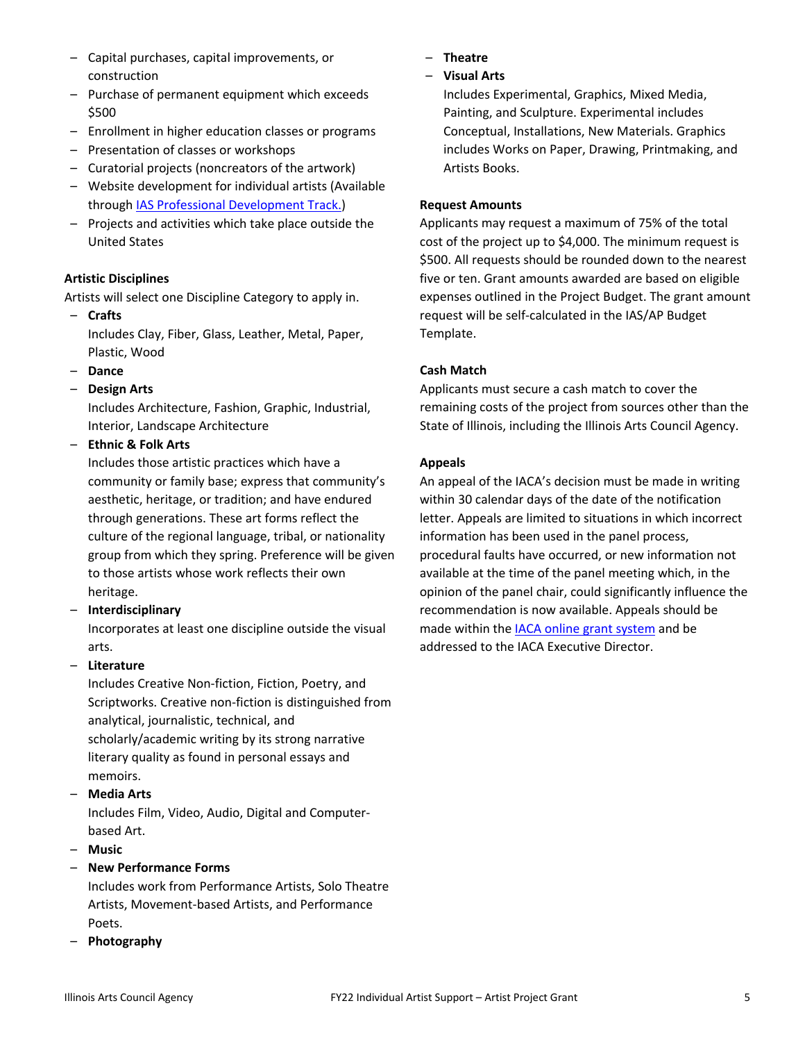- Capital purchases, capital improvements, or construction
- Purchase of permanent equipment which exceeds $500
- Enrollment in higher education classes or programs
- Presentation of classes or workshops
- Curatorial projects (noncreators of the artwork)
- Website development for individual artists (Available through [IAS Professional Development Track.](#))
- Projects and activities which take place outside the United States

**Artistic Disciplines**

Artists will select one Discipline Category to apply in.

- **Crafts**
  Includes Clay, Fiber, Glass, Leather, Metal, Paper, Plastic, Wood
- **Dance**
- **Design Arts**
  Includes Architecture, Fashion, Graphic, Industrial, Interior, Landscape Architecture
- **Ethnic & Folk Arts**
  Includes those artistic practices which have a community or family base; express that community's aesthetic, heritage, or tradition; and have endured through generations. These art forms reflect the culture of the regional language, tribal, or nationality group from which they spring. Preference will be given to those artists whose work reflects their own heritage.
- **Interdisciplinary**
  Incorporates at least one discipline outside the visual arts.
- **Literature**
  Includes Creative Non-fiction, Fiction, Poetry, and Scriptworks. Creative non-fiction is distinguished from analytical, journalistic, technical, and scholarly/academic writing by its strong narrative literary quality as found in personal essays and memoirs.
- **Media Arts**
  Includes Film, Video, Audio, Digital and Computer-based Art.
- **Music**
- **New Performance Forms**
  Includes work from Performance Artists, Solo Theatre Artists, Movement-based Artists, and Performance Poets.
- **Photography**
- **Theatre**
- **Visual Arts**
  Includes Experimental, Graphics, Mixed Media, Painting, and Sculpture. Experimental includes Conceptual, Installations, New Materials. Graphics includes Works on Paper, Drawing, Printmaking, and Artists Books.

**Request Amounts**

Applicants may request a maximum of 75% of the total cost of the project up to $4,000. The minimum request is $500. All requests should be rounded down to the nearest five or ten. Grant amounts awarded are based on eligible expenses outlined in the Project Budget. The grant amount request will be self-calculated in the IAS/AP Budget Template.

**Cash Match**

Applicants must secure a cash match to cover the remaining costs of the project from sources other than the State of Illinois, including the Illinois Arts Council Agency.

**Appeals**

An appeal of the IACA's decision must be made in writing within 30 calendar days of the date of the notification letter. Appeals are limited to situations in which incorrect information has been used in the panel process, procedural faults have occurred, or new information not available at the time of the panel meeting which, in the opinion of the panel chair, could significantly influence the recommendation is now available. Appeals should be made within the [IACA online grant system](#) and be addressed to the IACA Executive Director.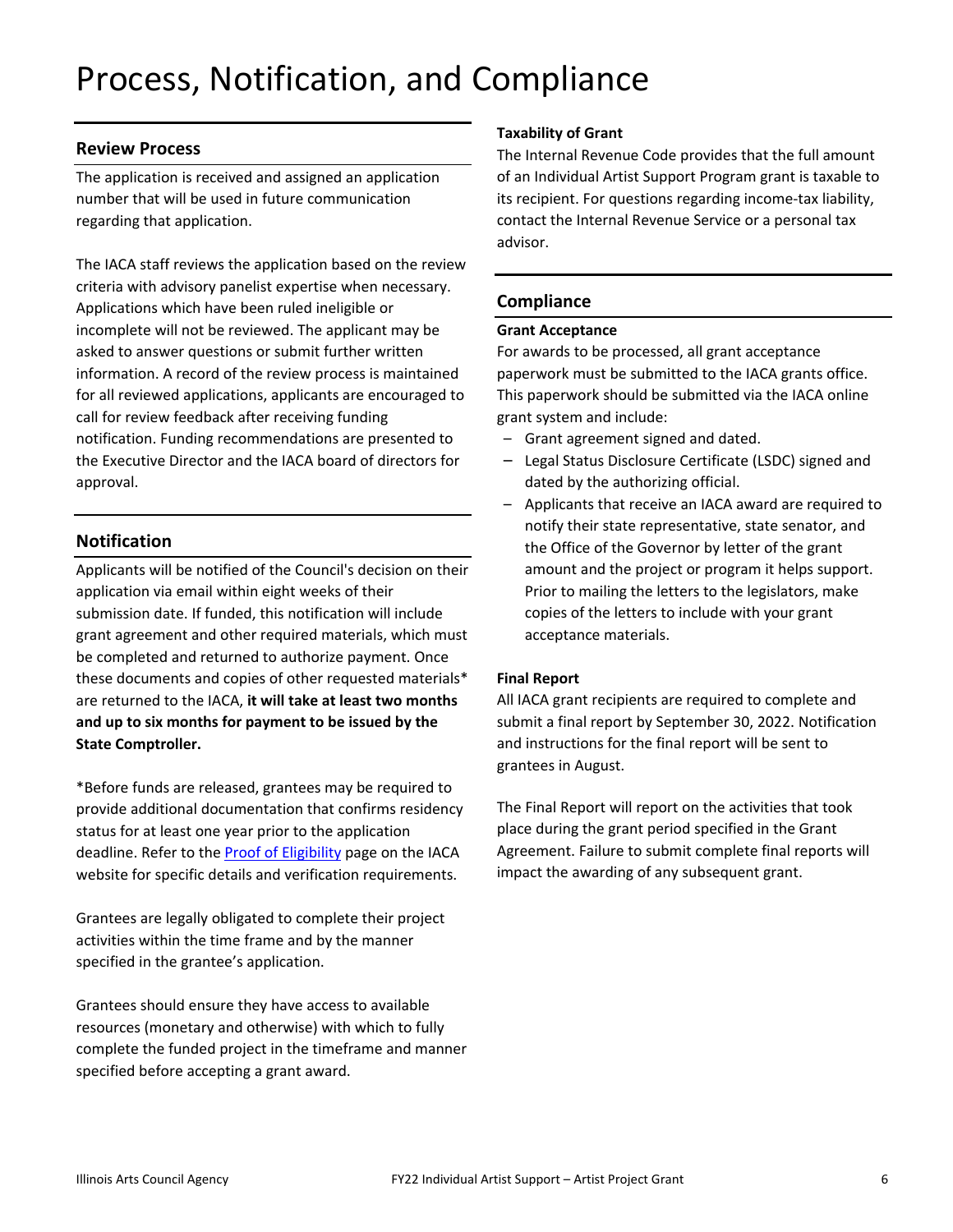# Process, Notification, and Compliance

## Review Process

The application is received and assigned an application number that will be used in future communication regarding that application.

The IACA staff reviews the application based on the review criteria with advisory panelist expertise when necessary. Applications which have been ruled ineligible or incomplete will not be reviewed. The applicant may be asked to answer questions or submit further written information. A record of the review process is maintained for all reviewed applications, applicants are encouraged to call for review feedback after receiving funding notification. Funding recommendations are presented to the Executive Director and the IACA board of directors for approval.

## Notification

Applicants will be notified of the Council's decision on their application via email within eight weeks of their submission date. If funded, this notification will include grant agreement and other required materials, which must be completed and returned to authorize payment. Once these documents and copies of other requested materials* are returned to the IACA, **it will take at least two months and up to six months for payment to be issued by the State Comptroller.**

*Before funds are released, grantees may be required to provide additional documentation that confirms residency status for at least one year prior to the application deadline. Refer to the Proof of Eligibility page on the IACA website for specific details and verification requirements.

Grantees are legally obligated to complete their project activities within the time frame and by the manner specified in the grantee's application.

Grantees should ensure they have access to available resources (monetary and otherwise) with which to fully complete the funded project in the timeframe and manner specified before accepting a grant award.

**Taxability of Grant**

The Internal Revenue Code provides that the full amount of an Individual Artist Support Program grant is taxable to its recipient. For questions regarding income-tax liability, contact the Internal Revenue Service or a personal tax advisor.

## Compliance

**Grant Acceptance**

For awards to be processed, all grant acceptance paperwork must be submitted to the IACA grants office. This paperwork should be submitted via the IACA online grant system and include:

- Grant agreement signed and dated.
- Legal Status Disclosure Certificate (LSDC) signed and dated by the authorizing official.
- Applicants that receive an IACA award are required to notify their state representative, state senator, and the Office of the Governor by letter of the grant amount and the project or program it helps support. Prior to mailing the letters to the legislators, make copies of the letters to include with your grant acceptance materials.

**Final Report**

All IACA grant recipients are required to complete and submit a final report by September 30, 2022. Notification and instructions for the final report will be sent to grantees in August.

The Final Report will report on the activities that took place during the grant period specified in the Grant Agreement. Failure to submit complete final reports will impact the awarding of any subsequent grant.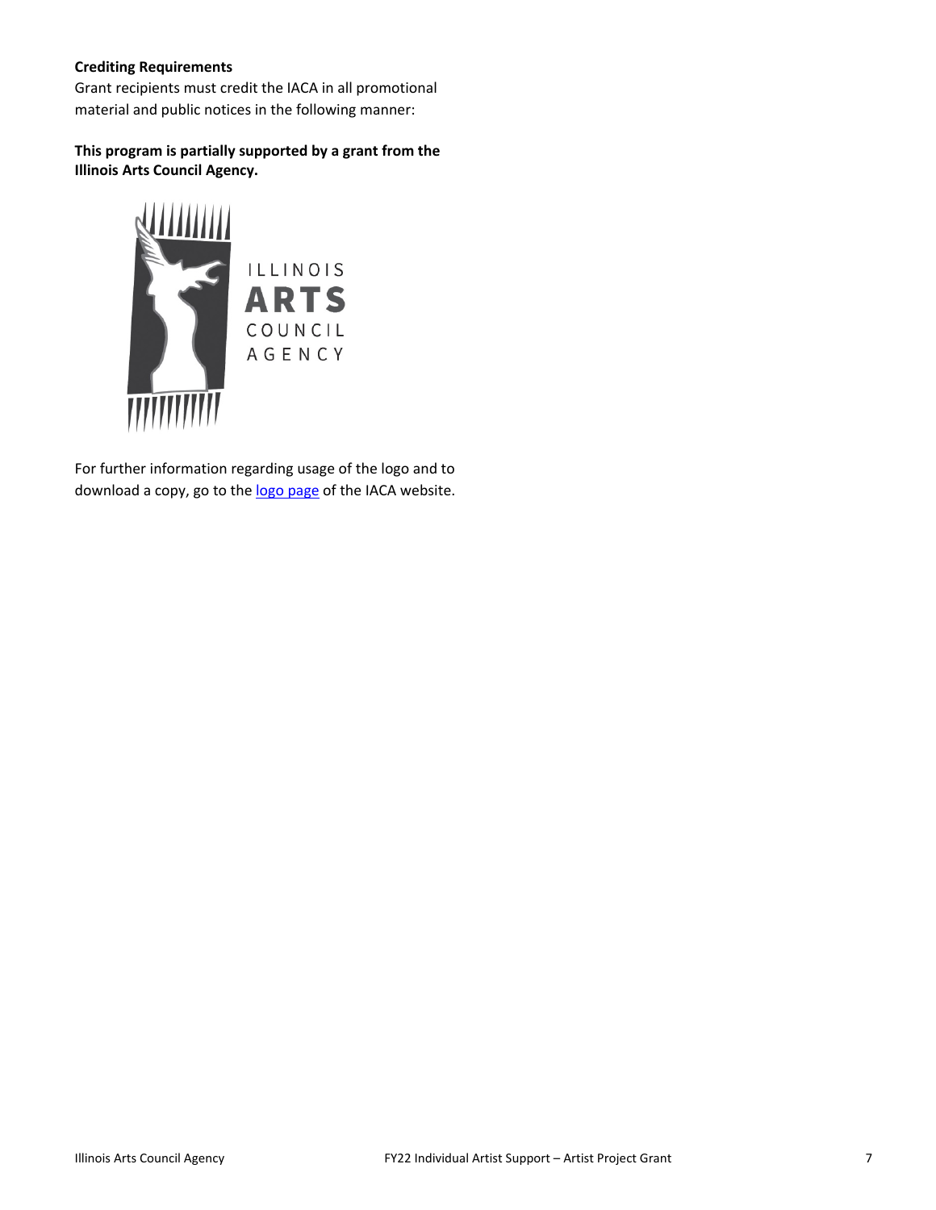**Crediting Requirements**

Grant recipients must credit the IACA in all promotional material and public notices in the following manner:

**This program is partially supported by a grant from the Illinois Arts Council Agency.**

ILLINOIS
ARTS
COUNCIL
AGENCY

For further information regarding usage of the logo and to download a copy, go to the logo page of the IACA website.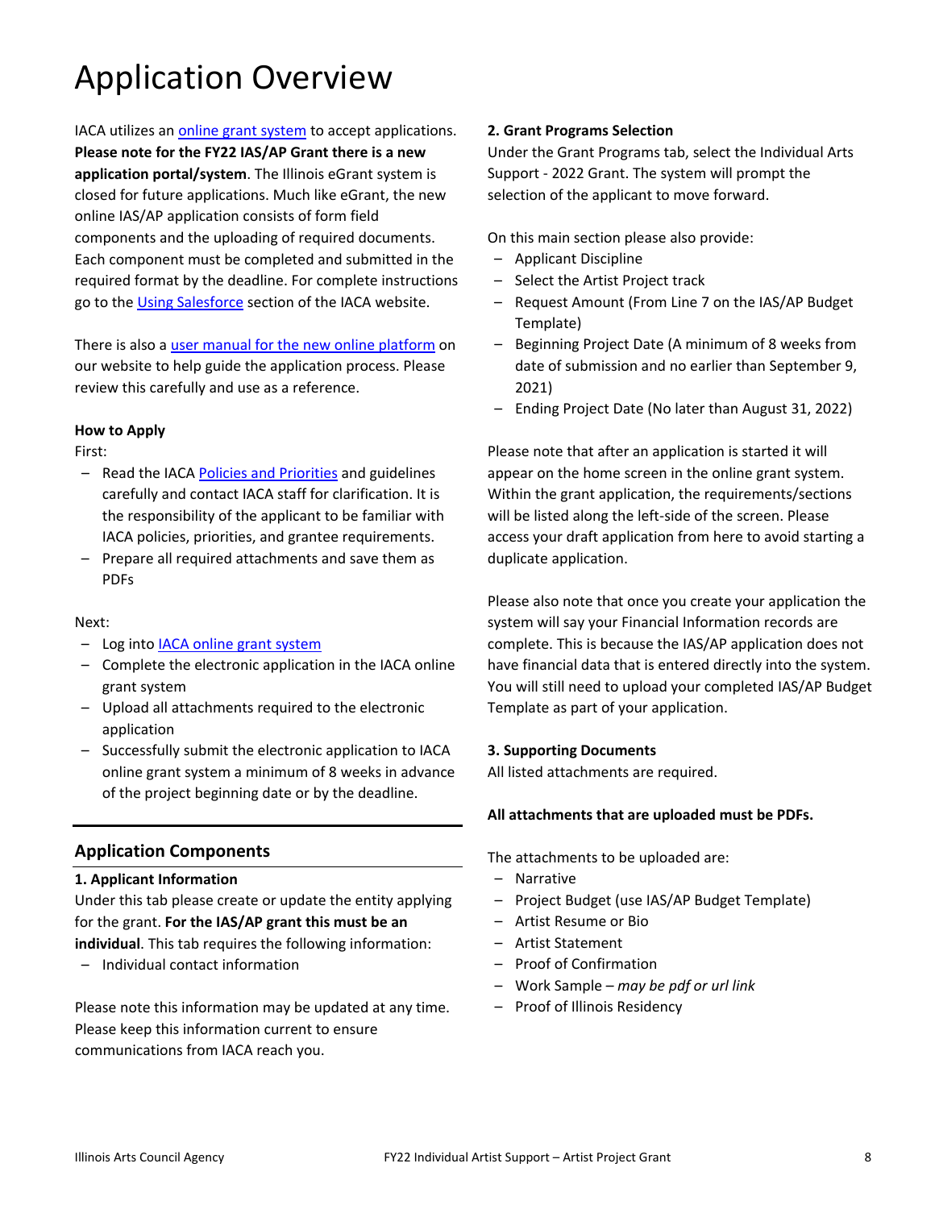# Application Overview

IACA utilizes an online grant system to accept applications. **Please note for the FY22 IAS/AP Grant there is a new application portal/system**. The Illinois eGrant system is closed for future applications. Much like eGrant, the new online IAS/AP application consists of form field components and the uploading of required documents. Each component must be completed and submitted in the required format by the deadline. For complete instructions go to the Using Salesforce section of the IACA website.

There is also a user manual for the new online platform on our website to help guide the application process. Please review this carefully and use as a reference.

**How to Apply**

First:

- Read the IACA Policies and Priorities and guidelines carefully and contact IACA staff for clarification. It is the responsibility of the applicant to be familiar with IACA policies, priorities, and grantee requirements.
- Prepare all required attachments and save them as PDFs

Next:

- Log into IACA online grant system
- Complete the electronic application in the IACA online grant system
- Upload all attachments required to the electronic application
- Successfully submit the electronic application to IACA online grant system a minimum of 8 weeks in advance of the project beginning date or by the deadline.

## Application Components

**1. Applicant Information**

Under this tab please create or update the entity applying for the grant. **For the IAS/AP grant this must be an individual**. This tab requires the following information:

- Individual contact information

Please note this information may be updated at any time. Please keep this information current to ensure communications from IACA reach you.

**2. Grant Programs Selection**

Under the Grant Programs tab, select the Individual Arts Support - 2022 Grant. The system will prompt the selection of the applicant to move forward.

On this main section please also provide:

- Applicant Discipline
- Select the Artist Project track
- Request Amount (From Line 7 on the IAS/AP Budget Template)
- Beginning Project Date (A minimum of 8 weeks from date of submission and no earlier than September 9, 2021)
- Ending Project Date (No later than August 31, 2022)

Please note that after an application is started it will appear on the home screen in the online grant system. Within the grant application, the requirements/sections will be listed along the left-side of the screen. Please access your draft application from here to avoid starting a duplicate application.

Please also note that once you create your application the system will say your Financial Information records are complete. This is because the IAS/AP application does not have financial data that is entered directly into the system. You will still need to upload your completed IAS/AP Budget Template as part of your application.

**3. Supporting Documents**

All listed attachments are required.

**All attachments that are uploaded must be PDFs.**

The attachments to be uploaded are:

- Narrative
- Project Budget (use IAS/AP Budget Template)
- Artist Resume or Bio
- Artist Statement
- Proof of Confirmation
- Work Sample – *may be pdf or url link*
- Proof of Illinois Residency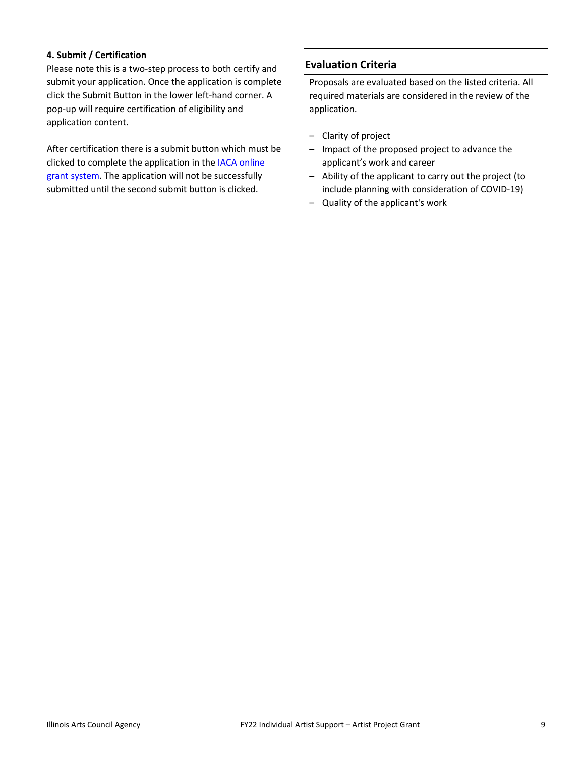#### 4. Submit / Certification

Please note this is a two-step process to both certify and submit your application. Once the application is complete click the Submit Button in the lower left-hand corner. A pop-up will require certification of eligibility and application content.

After certification there is a submit button which must be clicked to complete the application in the IACA online grant system. The application will not be successfully submitted until the second submit button is clicked.

## Evaluation Criteria

Proposals are evaluated based on the listed criteria. All required materials are considered in the review of the application.

- Clarity of project
- Impact of the proposed project to advance the applicant's work and career
- Ability of the applicant to carry out the project (to include planning with consideration of COVID-19)
- Quality of the applicant's work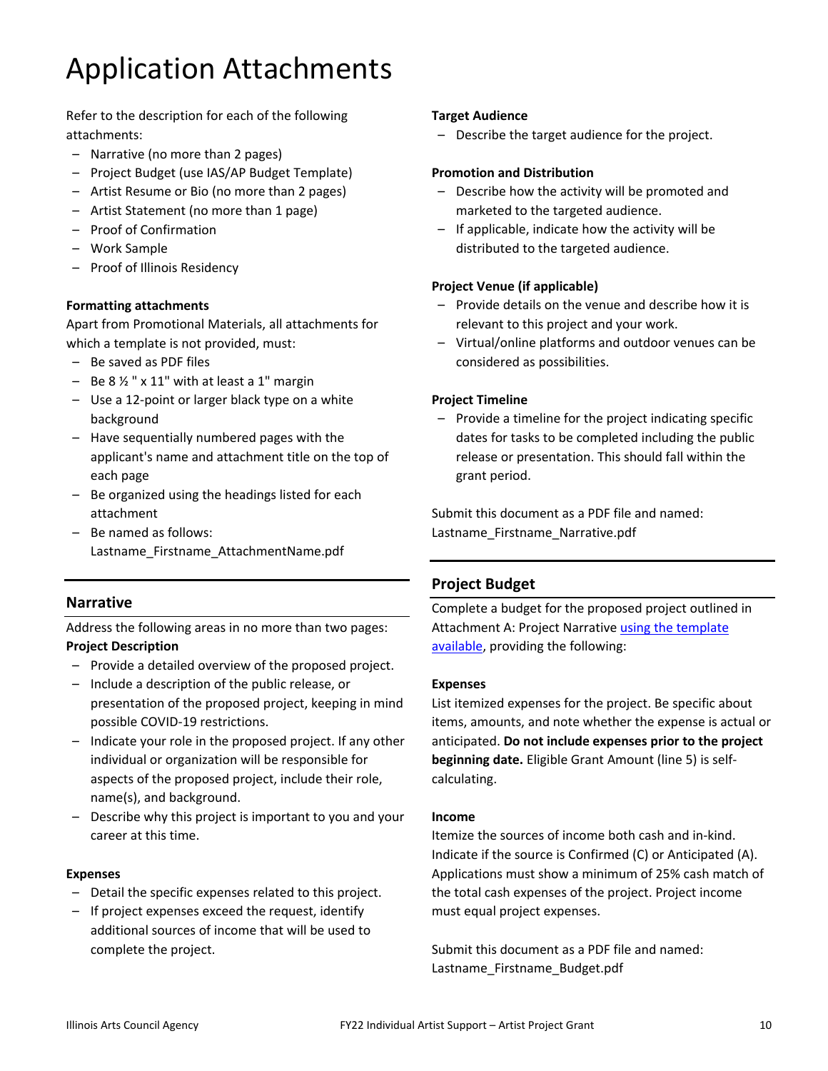# Application Attachments

Refer to the description for each of the following attachments:

- Narrative (no more than 2 pages)
- Project Budget (use IAS/AP Budget Template)
- Artist Resume or Bio (no more than 2 pages)
- Artist Statement (no more than 1 page)
- Proof of Confirmation
- Work Sample
- Proof of Illinois Residency

**Formatting attachments**

Apart from Promotional Materials, all attachments for which a template is not provided, must:

- Be saved as PDF files
- Be 8 ½ " x 11" with at least a 1" margin
- Use a 12-point or larger black type on a white background
- Have sequentially numbered pages with the applicant's name and attachment title on the top of each page
- Be organized using the headings listed for each attachment
- Be named as follows: Lastname_Firstname_AttachmentName.pdf

## Narrative

Address the following areas in no more than two pages:

**Project Description**

- Provide a detailed overview of the proposed project.
- Include a description of the public release, or presentation of the proposed project, keeping in mind possible COVID-19 restrictions.
- Indicate your role in the proposed project. If any other individual or organization will be responsible for aspects of the proposed project, include their role, name(s), and background.
- Describe why this project is important to you and your career at this time.

**Expenses**

- Detail the specific expenses related to this project.
- If project expenses exceed the request, identify additional sources of income that will be used to complete the project.

**Target Audience**

- Describe the target audience for the project.

**Promotion and Distribution**

- Describe how the activity will be promoted and marketed to the targeted audience.
- If applicable, indicate how the activity will be distributed to the targeted audience.

**Project Venue (if applicable)**

- Provide details on the venue and describe how it is relevant to this project and your work.
- Virtual/online platforms and outdoor venues can be considered as possibilities.

**Project Timeline**

- Provide a timeline for the project indicating specific dates for tasks to be completed including the public release or presentation. This should fall within the grant period.

Submit this document as a PDF file and named: Lastname_Firstname_Narrative.pdf

## Project Budget

Complete a budget for the proposed project outlined in Attachment A: Project Narrative using the template available, providing the following:

**Expenses**

List itemized expenses for the project. Be specific about items, amounts, and note whether the expense is actual or anticipated. **Do not include expenses prior to the project beginning date.** Eligible Grant Amount (line 5) is self-calculating.

**Income**

Itemize the sources of income both cash and in-kind. Indicate if the source is Confirmed (C) or Anticipated (A). Applications must show a minimum of 25% cash match of the total cash expenses of the project. Project income must equal project expenses.

Submit this document as a PDF file and named: Lastname_Firstname_Budget.pdf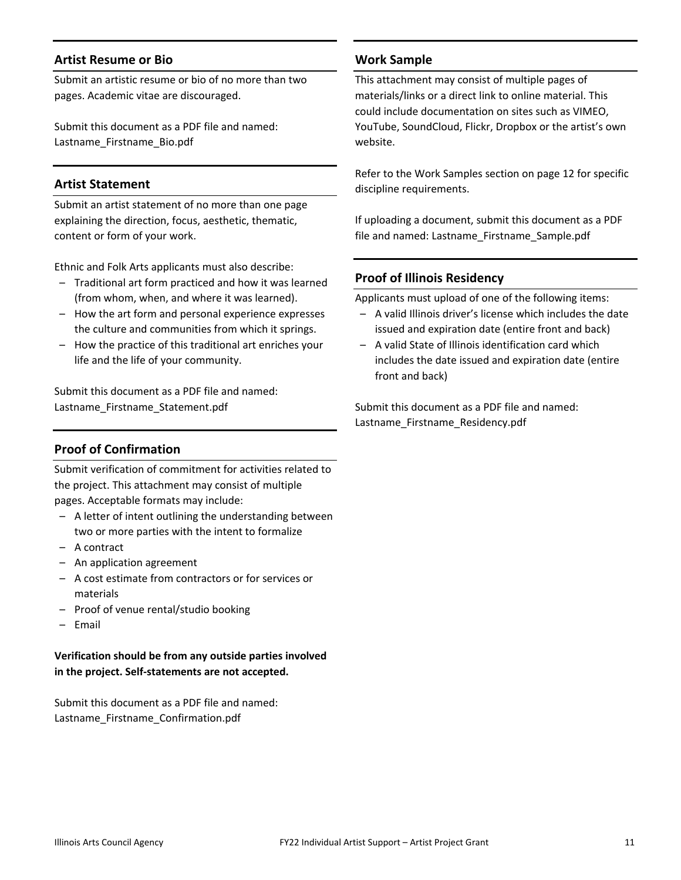## Artist Resume or Bio

Submit an artistic resume or bio of no more than two pages. Academic vitae are discouraged.

Submit this document as a PDF file and named: Lastname_Firstname_Bio.pdf

## Artist Statement

Submit an artist statement of no more than one page explaining the direction, focus, aesthetic, thematic, content or form of your work.

Ethnic and Folk Arts applicants must also describe:

- Traditional art form practiced and how it was learned (from whom, when, and where it was learned).
- How the art form and personal experience expresses the culture and communities from which it springs.
- How the practice of this traditional art enriches your life and the life of your community.

Submit this document as a PDF file and named: Lastname_Firstname_Statement.pdf

## Proof of Confirmation

Submit verification of commitment for activities related to the project. This attachment may consist of multiple pages. Acceptable formats may include:

- A letter of intent outlining the understanding between two or more parties with the intent to formalize
- A contract
- An application agreement
- A cost estimate from contractors or for services or materials
- Proof of venue rental/studio booking
- Email

**Verification should be from any outside parties involved in the project. Self-statements are not accepted.**

Submit this document as a PDF file and named: Lastname_Firstname_Confirmation.pdf

## Work Sample

This attachment may consist of multiple pages of materials/links or a direct link to online material. This could include documentation on sites such as VIMEO, YouTube, SoundCloud, Flickr, Dropbox or the artist's own website.

Refer to the Work Samples section on page 12 for specific discipline requirements.

If uploading a document, submit this document as a PDF file and named: Lastname_Firstname_Sample.pdf

## Proof of Illinois Residency

Applicants must upload of one of the following items:

- A valid Illinois driver's license which includes the date issued and expiration date (entire front and back)
- A valid State of Illinois identification card which includes the date issued and expiration date (entire front and back)

Submit this document as a PDF file and named: Lastname_Firstname_Residency.pdf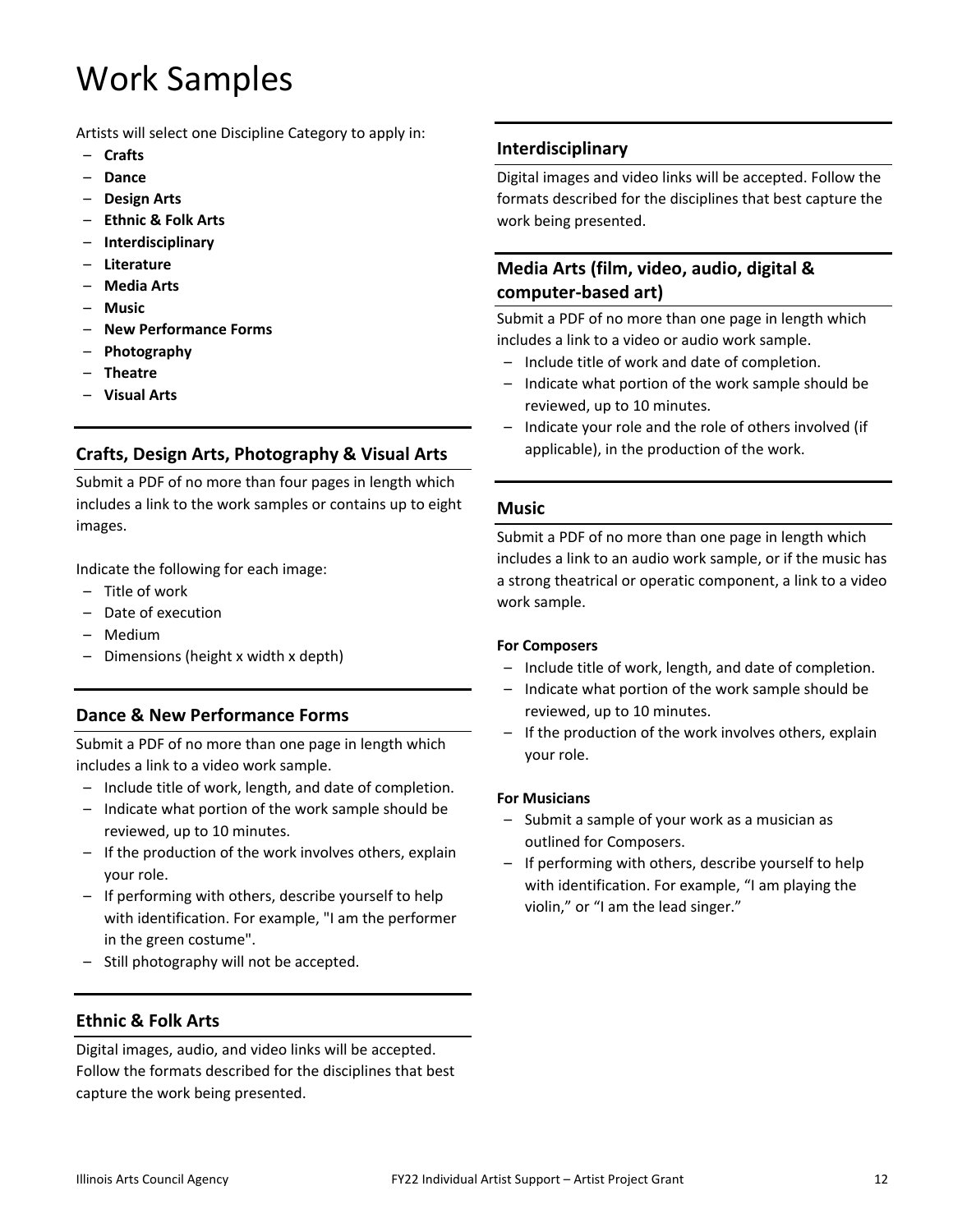# Work Samples

Artists will select one Discipline Category to apply in:

- **Crafts**
- **Dance**
- **Design Arts**
- **Ethnic & Folk Arts**
- **Interdisciplinary**
- **Literature**
- **Media Arts**
- **Music**
- **New Performance Forms**
- **Photography**
- **Theatre**
- **Visual Arts**

## Crafts, Design Arts, Photography & Visual Arts

Submit a PDF of no more than four pages in length which includes a link to the work samples or contains up to eight images.

Indicate the following for each image:

- Title of work
- Date of execution
- Medium
- Dimensions (height x width x depth)

## Dance & New Performance Forms

Submit a PDF of no more than one page in length which includes a link to a video work sample.

- Include title of work, length, and date of completion.
- Indicate what portion of the work sample should be reviewed, up to 10 minutes.
- If the production of the work involves others, explain your role.
- If performing with others, describe yourself to help with identification. For example, "I am the performer in the green costume".
- Still photography will not be accepted.

## Ethnic & Folk Arts

Digital images, audio, and video links will be accepted. Follow the formats described for the disciplines that best capture the work being presented.

## Interdisciplinary

Digital images and video links will be accepted. Follow the formats described for the disciplines that best capture the work being presented.

## Media Arts (film, video, audio, digital & computer-based art)

Submit a PDF of no more than one page in length which includes a link to a video or audio work sample.

- Include title of work and date of completion.
- Indicate what portion of the work sample should be reviewed, up to 10 minutes.
- Indicate your role and the role of others involved (if applicable), in the production of the work.

## Music

Submit a PDF of no more than one page in length which includes a link to an audio work sample, or if the music has a strong theatrical or operatic component, a link to a video work sample.

#### For Composers

- Include title of work, length, and date of completion.
- Indicate what portion of the work sample should be reviewed, up to 10 minutes.
- If the production of the work involves others, explain your role.

#### For Musicians

- Submit a sample of your work as a musician as outlined for Composers.
- If performing with others, describe yourself to help with identification. For example, "I am playing the violin," or "I am the lead singer."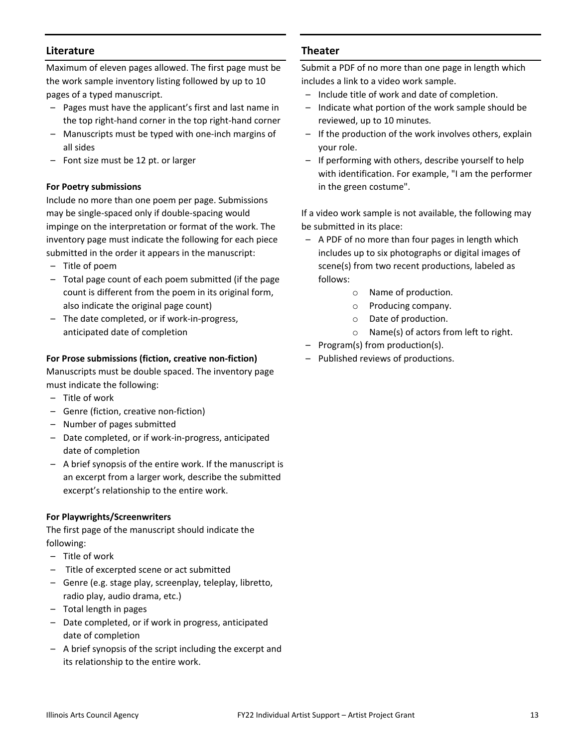## Literature

Maximum of eleven pages allowed. The first page must be the work sample inventory listing followed by up to 10 pages of a typed manuscript.

- Pages must have the applicant's first and last name in the top right-hand corner in the top right-hand corner
- Manuscripts must be typed with one-inch margins of all sides
- Font size must be 12 pt. or larger

**For Poetry submissions**

Include no more than one poem per page. Submissions may be single-spaced only if double-spacing would impinge on the interpretation or format of the work. The inventory page must indicate the following for each piece submitted in the order it appears in the manuscript:

- Title of poem
- Total page count of each poem submitted (if the page count is different from the poem in its original form, also indicate the original page count)
- The date completed, or if work-in-progress, anticipated date of completion

**For Prose submissions (fiction, creative non-fiction)**

Manuscripts must be double spaced. The inventory page must indicate the following:

- Title of work
- Genre (fiction, creative non-fiction)
- Number of pages submitted
- Date completed, or if work-in-progress, anticipated date of completion
- A brief synopsis of the entire work. If the manuscript is an excerpt from a larger work, describe the submitted excerpt's relationship to the entire work.

**For Playwrights/Screenwriters**

The first page of the manuscript should indicate the following:

- Title of work
- Title of excerpted scene or act submitted
- Genre (e.g. stage play, screenplay, teleplay, libretto, radio play, audio drama, etc.)
- Total length in pages
- Date completed, or if work in progress, anticipated date of completion
- A brief synopsis of the script including the excerpt and its relationship to the entire work.

## Theater

Submit a PDF of no more than one page in length which includes a link to a video work sample.

- Include title of work and date of completion.
- Indicate what portion of the work sample should be reviewed, up to 10 minutes.
- If the production of the work involves others, explain your role.
- If performing with others, describe yourself to help with identification. For example, "I am the performer in the green costume".

If a video work sample is not available, the following may be submitted in its place:

- A PDF of no more than four pages in length which includes up to six photographs or digital images of scene(s) from two recent productions, labeled as follows:
  - Name of production.
  - Producing company.
  - Date of production.
  - Name(s) of actors from left to right.
- Program(s) from production(s).
- Published reviews of productions.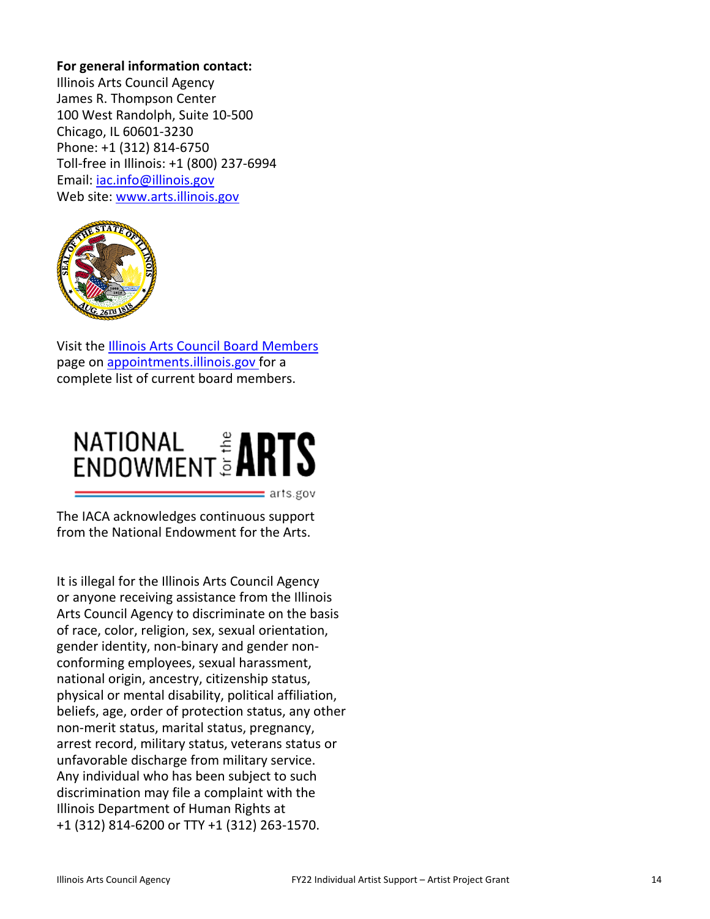**For general information contact:**
Illinois Arts Council Agency
James R. Thompson Center
100 West Randolph, Suite 10-500
Chicago, IL 60601-3230
Phone: +1 (312) 814-6750
Toll-free in Illinois: +1 (800) 237-6994
Email: iac.info@illinois.gov
Web site: www.arts.illinois.gov

Visit the Illinois Arts Council Board Members page on appointments.illinois.gov for a complete list of current board members.

The IACA acknowledges continuous support from the National Endowment for the Arts.

It is illegal for the Illinois Arts Council Agency or anyone receiving assistance from the Illinois Arts Council Agency to discriminate on the basis of race, color, religion, sex, sexual orientation, gender identity, non-binary and gender non-conforming employees, sexual harassment, national origin, ancestry, citizenship status, physical or mental disability, political affiliation, beliefs, age, order of protection status, any other non-merit status, marital status, pregnancy, arrest record, military status, veterans status or unfavorable discharge from military service. Any individual who has been subject to such discrimination may file a complaint with the Illinois Department of Human Rights at +1 (312) 814-6200 or TTY +1 (312) 263-1570.